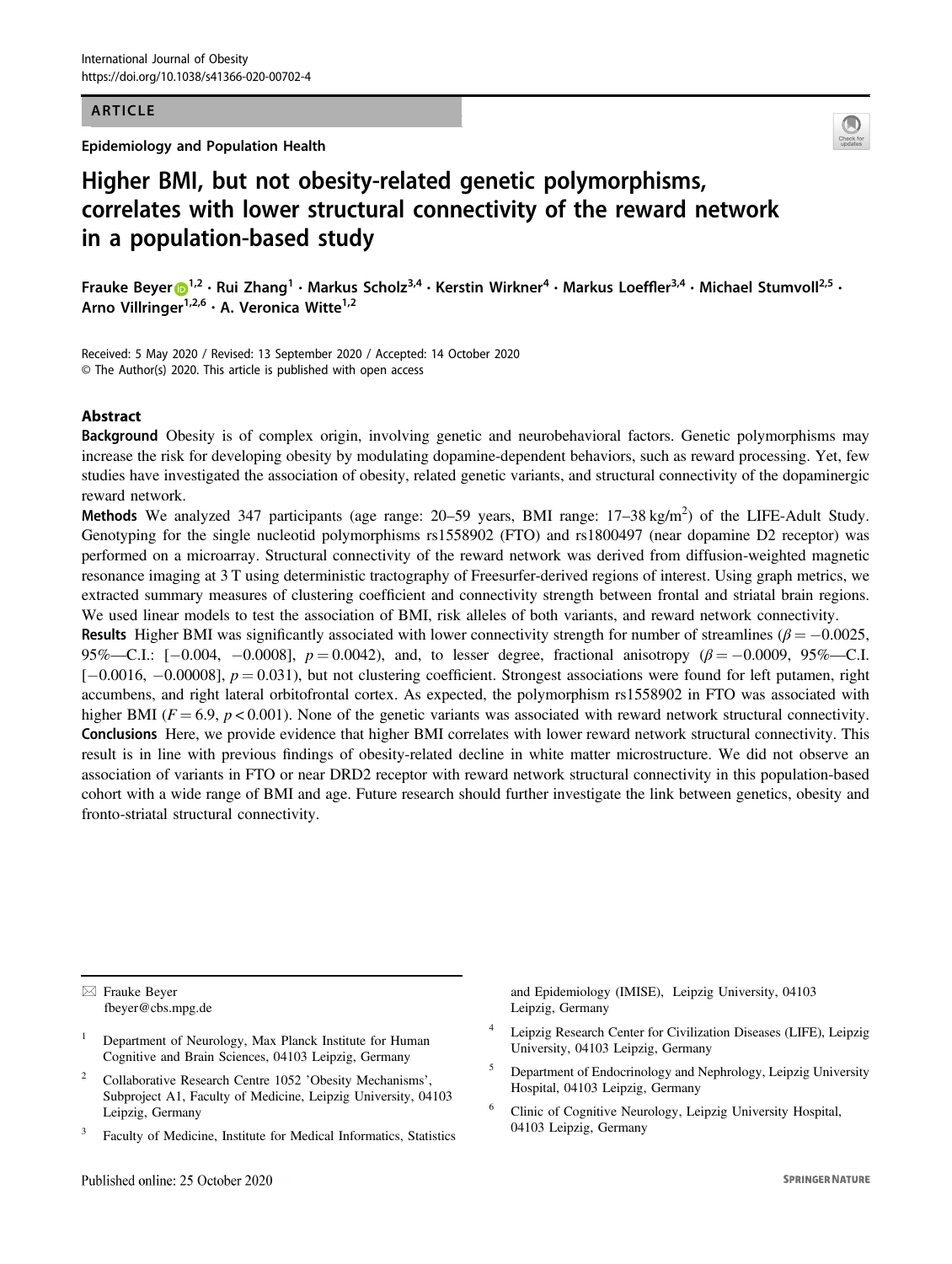ARTICLE

Epidemiology and Population Health

# Higher BMI, but not obesity-related genetic polymorphisms, correlates with lower structural connectivity of the reward network in a population-based study

Frauke Beyer[1,2] · Rui Zhang[1] · Markus Scholz[3,4] · Kerstin Wirkner[4] · Markus Loeffler[3,4] · Michael Stumvoll[2,5] · Arno Villringer[1,2,6] · A. Veronica Witte[1,2]

Received: 5 May 2020 / Revised: 13 September 2020 / Accepted: 14 October 2020
© The Author(s) 2020. This article is published with open access

## Abstract

**Background** Obesity is of complex origin, involving genetic and neurobehavioral factors. Genetic polymorphisms may increase the risk for developing obesity by modulating dopamine-dependent behaviors, such as reward processing. Yet, few studies have investigated the association of obesity, related genetic variants, and structural connectivity of the dopaminergic reward network.

**Methods** We analyzed 347 participants (age range: 20–59 years, BMI range: 17–38 kg/m$^2$) of the LIFE-Adult Study. Genotyping for the single nucleotid polymorphisms rs1558902 (FTO) and rs1800497 (near dopamine D2 receptor) was performed on a microarray. Structural connectivity of the reward network was derived from diffusion-weighted magnetic resonance imaging at 3 T using deterministic tractography of Freesurfer-derived regions of interest. Using graph metrics, we extracted summary measures of clustering coefficient and connectivity strength between frontal and striatal brain regions. We used linear models to test the association of BMI, risk alleles of both variants, and reward network connectivity.

**Results** Higher BMI was significantly associated with lower connectivity strength for number of streamlines ($\beta = -0.0025$, 95%—C.I.: [$-0.004$, $-0.0008$], $p = 0.0042$), and, to lesser degree, fractional anisotropy ($\beta = -0.0009$, 95%—C.I. [$-0.0016$, $-0.00008$], $p = 0.031$), but not clustering coefficient. Strongest associations were found for left putamen, right accumbens, and right lateral orbitofrontal cortex. As expected, the polymorphism rs1558902 in FTO was associated with higher BMI ($F = 6.9$, $p < 0.001$). None of the genetic variants was associated with reward network structural connectivity.

**Conclusions** Here, we provide evidence that higher BMI correlates with lower reward network structural connectivity. This result is in line with previous findings of obesity-related decline in white matter microstructure. We did not observe an association of variants in FTO or near DRD2 receptor with reward network structural connectivity in this population-based cohort with a wide range of BMI and age. Future research should further investigate the link between genetics, obesity and fronto-striatal structural connectivity.

---

✉ Frauke Beyer
fbeyer@cbs.mpg.de

[1] Department of Neurology, Max Planck Institute for Human Cognitive and Brain Sciences, 04103 Leipzig, Germany

[2] Collaborative Research Centre 1052 'Obesity Mechanisms', Subproject A1, Faculty of Medicine, Leipzig University, 04103 Leipzig, Germany

[3] Faculty of Medicine, Institute for Medical Informatics, Statistics and Epidemiology (IMISE), Leipzig University, 04103 Leipzig, Germany

[4] Leipzig Research Center for Civilization Diseases (LIFE), Leipzig University, 04103 Leipzig, Germany

[5] Department of Endocrinology and Nephrology, Leipzig University Hospital, 04103 Leipzig, Germany

[6] Clinic of Cognitive Neurology, Leipzig University Hospital, 04103 Leipzig, Germany

Published online: 25 October 2020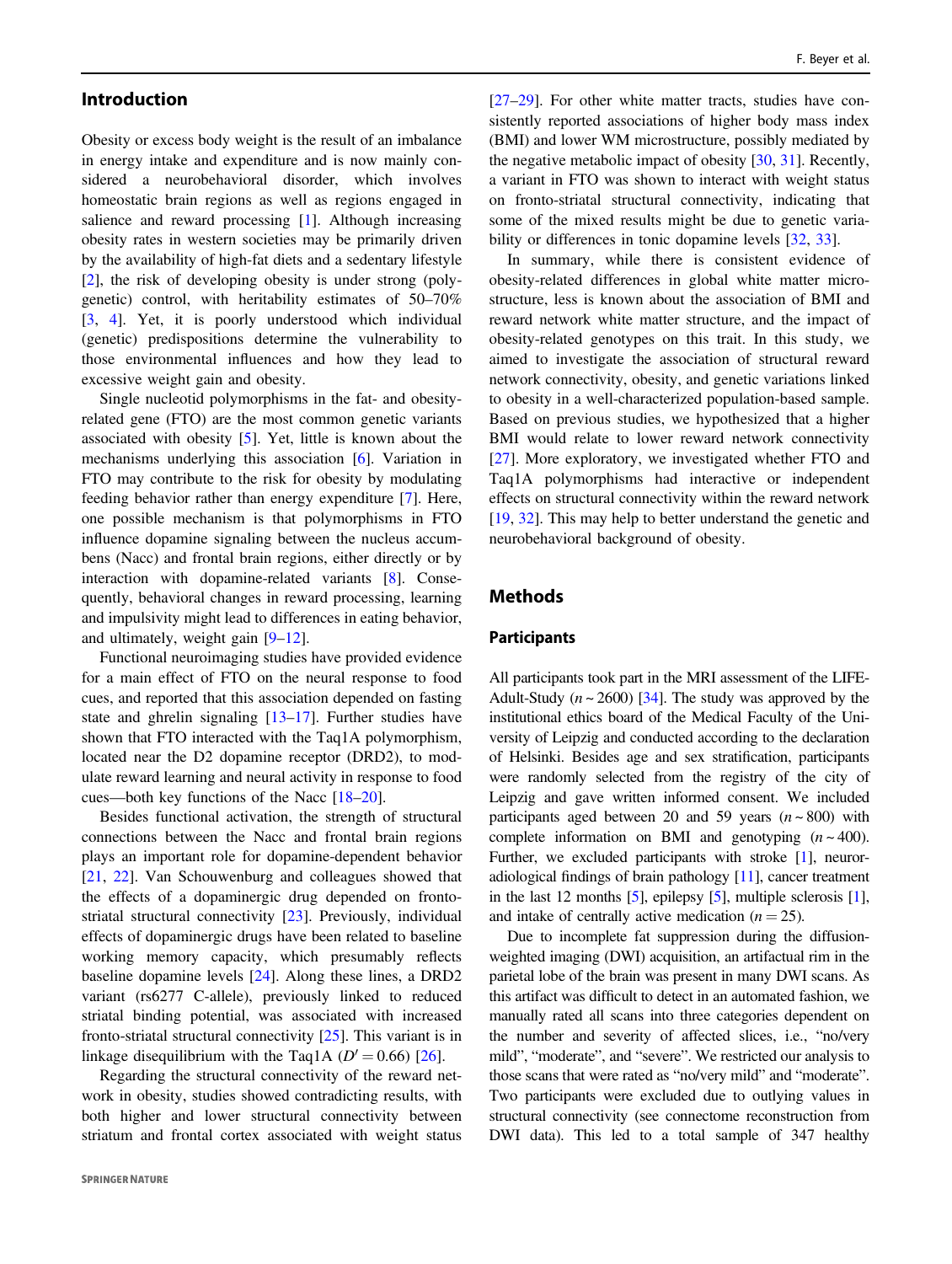## Introduction

Obesity or excess body weight is the result of an imbalance in energy intake and expenditure and is now mainly considered a neurobehavioral disorder, which involves homeostatic brain regions as well as regions engaged in salience and reward processing [1]. Although increasing obesity rates in western societies may be primarily driven by the availability of high-fat diets and a sedentary lifestyle [2], the risk of developing obesity is under strong (polygenetic) control, with heritability estimates of 50–70% [3, 4]. Yet, it is poorly understood which individual (genetic) predispositions determine the vulnerability to those environmental influences and how they lead to excessive weight gain and obesity.

Single nucleotid polymorphisms in the fat- and obesity-related gene (FTO) are the most common genetic variants associated with obesity [5]. Yet, little is known about the mechanisms underlying this association [6]. Variation in FTO may contribute to the risk for obesity by modulating feeding behavior rather than energy expenditure [7]. Here, one possible mechanism is that polymorphisms in FTO influence dopamine signaling between the nucleus accumbens (Nacc) and frontal brain regions, either directly or by interaction with dopamine-related variants [8]. Consequently, behavioral changes in reward processing, learning and impulsivity might lead to differences in eating behavior, and ultimately, weight gain [9–12].

Functional neuroimaging studies have provided evidence for a main effect of FTO on the neural response to food cues, and reported that this association depended on fasting state and ghrelin signaling [13–17]. Further studies have shown that FTO interacted with the Taq1A polymorphism, located near the D2 dopamine receptor (DRD2), to modulate reward learning and neural activity in response to food cues—both key functions of the Nacc [18–20].

Besides functional activation, the strength of structural connections between the Nacc and frontal brain regions plays an important role for dopamine-dependent behavior [21, 22]. Van Schouwenburg and colleagues showed that the effects of a dopaminergic drug depended on fronto-striatal structural connectivity [23]. Previously, individual effects of dopaminergic drugs have been related to baseline working memory capacity, which presumably reflects baseline dopamine levels [24]. Along these lines, a DRD2 variant (rs6277 C-allele), previously linked to reduced striatal binding potential, was associated with increased fronto-striatal structural connectivity [25]. This variant is in linkage disequilibrium with the Taq1A ($D' = 0.66$) [26].

Regarding the structural connectivity of the reward network in obesity, studies showed contradicting results, with both higher and lower structural connectivity between striatum and frontal cortex associated with weight status [27–29]. For other white matter tracts, studies have consistently reported associations of higher body mass index (BMI) and lower WM microstructure, possibly mediated by the negative metabolic impact of obesity [30, 31]. Recently, a variant in FTO was shown to interact with weight status on fronto-striatal structural connectivity, indicating that some of the mixed results might be due to genetic variability or differences in tonic dopamine levels [32, 33].

In summary, while there is consistent evidence of obesity-related differences in global white matter microstructure, less is known about the association of BMI and reward network white matter structure, and the impact of obesity-related genotypes on this trait. In this study, we aimed to investigate the association of structural reward network connectivity, obesity, and genetic variations linked to obesity in a well-characterized population-based sample. Based on previous studies, we hypothesized that a higher BMI would relate to lower reward network connectivity [27]. More exploratory, we investigated whether FTO and Taq1A polymorphisms had interactive or independent effects on structural connectivity within the reward network [19, 32]. This may help to better understand the genetic and neurobehavioral background of obesity.

## Methods

### Participants

All participants took part in the MRI assessment of the LIFE-Adult-Study ($n \sim 2600$) [34]. The study was approved by the institutional ethics board of the Medical Faculty of the University of Leipzig and conducted according to the declaration of Helsinki. Besides age and sex stratification, participants were randomly selected from the registry of the city of Leipzig and gave written informed consent. We included participants aged between 20 and 59 years ($n \sim 800$) with complete information on BMI and genotyping ($n \sim 400$). Further, we excluded participants with stroke [1], neuroradiological findings of brain pathology [11], cancer treatment in the last 12 months [5], epilepsy [5], multiple sclerosis [1], and intake of centrally active medication ($n = 25$).

Due to incomplete fat suppression during the diffusion-weighted imaging (DWI) acquisition, an artifactual rim in the parietal lobe of the brain was present in many DWI scans. As this artifact was difficult to detect in an automated fashion, we manually rated all scans into three categories dependent on the number and severity of affected slices, i.e., "no/very mild", "moderate", and "severe". We restricted our analysis to those scans that were rated as "no/very mild" and "moderate". Two participants were excluded due to outlying values in structural connectivity (see connectome reconstruction from DWI data). This led to a total sample of 347 healthy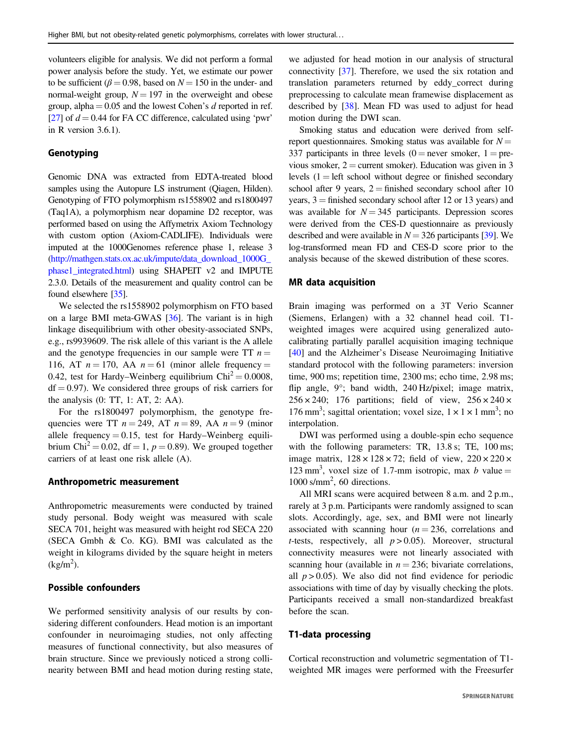volunteers eligible for analysis. We did not perform a formal power analysis before the study. Yet, we estimate our power to be sufficient ($\beta = 0.98$, based on $N = 150$ in the under- and normal-weight group, $N = 197$ in the overweight and obese group, alpha = 0.05 and the lowest Cohen's $d$ reported in ref. [27] of $d = 0.44$ for FA CC difference, calculated using 'pwr' in R version 3.6.1).

## Genotyping

Genomic DNA was extracted from EDTA-treated blood samples using the Autopure LS instrument (Qiagen, Hilden). Genotyping of FTO polymorphism rs1558902 and rs1800497 (Taq1A), a polymorphism near dopamine D2 receptor, was performed based on using the Affymetrix Axiom Technology with custom option (Axiom-CADLIFE). Individuals were imputed at the 1000Genomes reference phase 1, release 3 (http://mathgen.stats.ox.ac.uk/impute/data_download_1000G_phase1_integrated.html) using SHAPEIT v2 and IMPUTE 2.3.0. Details of the measurement and quality control can be found elsewhere [35].

We selected the rs1558902 polymorphism on FTO based on a large BMI meta-GWAS [36]. The variant is in high linkage disequilibrium with other obesity-associated SNPs, e.g., rs9939609. The risk allele of this variant is the A allele and the genotype frequencies in our sample were TT $n = 116$, AT $n = 170$, AA $n = 61$ (minor allele frequency = 0.42, test for Hardy–Weinberg equilibrium $\text{Chi}^2 = 0.0008$, df = 0.97). We considered three groups of risk carriers for the analysis (0: TT, 1: AT, 2: AA).

For the rs1800497 polymorphism, the genotype frequencies were TT $n = 249$, AT $n = 89$, AA $n = 9$ (minor allele frequency = 0.15, test for Hardy–Weinberg equilibrium $\text{Chi}^2 = 0.02$, df = 1, $p = 0.89$). We grouped together carriers of at least one risk allele (A).

## Anthropometric measurement

Anthropometric measurements were conducted by trained study personal. Body weight was measured with scale SECA 701, height was measured with height rod SECA 220 (SECA Gmbh & Co. KG). BMI was calculated as the weight in kilograms divided by the square height in meters (kg/m$^2$).

## Possible confounders

We performed sensitivity analysis of our results by considering different confounders. Head motion is an important confounder in neuroimaging studies, not only affecting measures of functional connectivity, but also measures of brain structure. Since we previously noticed a strong collinearity between BMI and head motion during resting state, we adjusted for head motion in our analysis of structural connectivity [37]. Therefore, we used the six rotation and translation parameters returned by eddy_correct during preprocessing to calculate mean framewise displacement as described by [38]. Mean FD was used to adjust for head motion during the DWI scan.

Smoking status and education were derived from self-report questionnaires. Smoking status was available for $N = 337$ participants in three levels (0 = never smoker, 1 = previous smoker, 2 = current smoker). Education was given in 3 levels (1 = left school without degree or finished secondary school after 9 years, 2 = finished secondary school after 10 years, 3 = finished secondary school after 12 or 13 years) and was available for $N = 345$ participants. Depression scores were derived from the CES-D questionnaire as previously described and were available in $N = 326$ participants [39]. We log-transformed mean FD and CES-D score prior to the analysis because of the skewed distribution of these scores.

## MR data acquisition

Brain imaging was performed on a 3T Verio Scanner (Siemens, Erlangen) with a 32 channel head coil. T1-weighted images were acquired using generalized auto-calibrating partially parallel acquisition imaging technique [40] and the Alzheimer's Disease Neuroimaging Initiative standard protocol with the following parameters: inversion time, 900 ms; repetition time, 2300 ms; echo time, 2.98 ms; flip angle, 9°; band width, 240 Hz/pixel; image matrix, $256 \times 240$; 176 partitions; field of view, $256 \times 240 \times 176$ mm$^3$; sagittal orientation; voxel size, $1 \times 1 \times 1$ mm$^3$; no interpolation.

DWI was performed using a double-spin echo sequence with the following parameters: TR, 13.8 s; TE, 100 ms; image matrix, $128 \times 128 \times 72$; field of view, $220 \times 220 \times 123$ mm$^3$, voxel size of 1.7-mm isotropic, max $b$ value = 1000 s/mm$^2$, 60 directions.

All MRI scans were acquired between 8 a.m. and 2 p.m., rarely at 3 p.m. Participants were randomly assigned to scan slots. Accordingly, age, sex, and BMI were not linearly associated with scanning hour ($n = 236$, correlations and $t$-tests, respectively, all $p > 0.05$). Moreover, structural connectivity measures were not linearly associated with scanning hour (available in $n = 236$; bivariate correlations, all $p > 0.05$). We also did not find evidence for periodic associations with time of day by visually checking the plots. Participants received a small non-standardized breakfast before the scan.

## T1-data processing

Cortical reconstruction and volumetric segmentation of T1-weighted MR images were performed with the Freesurfer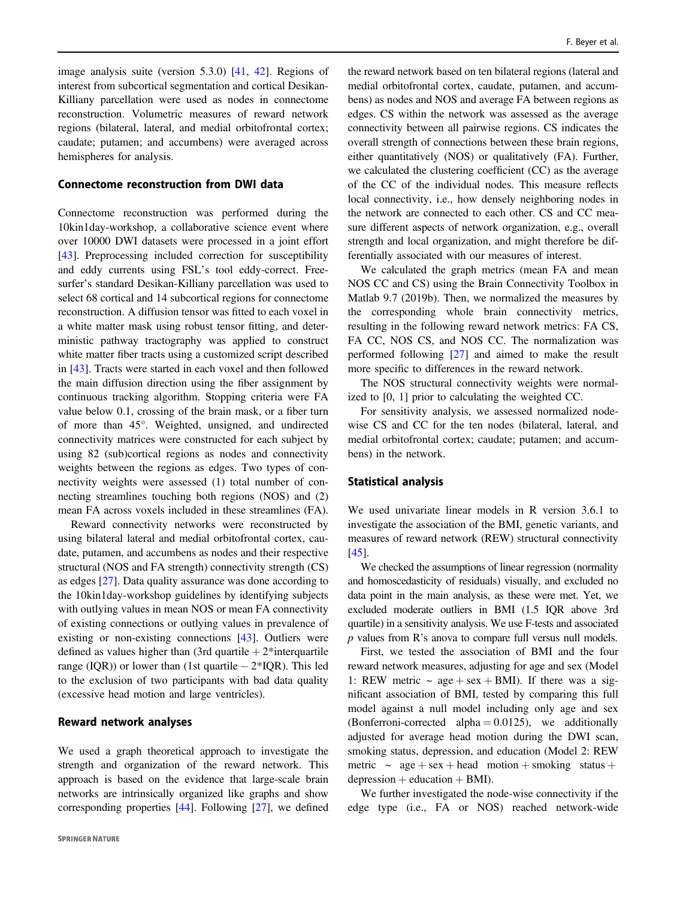image analysis suite (version 5.3.0) [41, 42]. Regions of interest from subcortical segmentation and cortical Desikan-Killiany parcellation were used as nodes in connectome reconstruction. Volumetric measures of reward network regions (bilateral, lateral, and medial orbitofrontal cortex; caudate; putamen; and accumbens) were averaged across hemispheres for analysis.

### Connectome reconstruction from DWI data

Connectome reconstruction was performed during the 10kin1day-workshop, a collaborative science event where over 10000 DWI datasets were processed in a joint effort [43]. Preprocessing included correction for susceptibility and eddy currents using FSL's tool eddy-correct. Freesurfer's standard Desikan-Killiany parcellation was used to select 68 cortical and 14 subcortical regions for connectome reconstruction. A diffusion tensor was fitted to each voxel in a white matter mask using robust tensor fitting, and deterministic pathway tractography was applied to construct white matter fiber tracts using a customized script described in [43]. Tracts were started in each voxel and then followed the main diffusion direction using the fiber assignment by continuous tracking algorithm. Stopping criteria were FA value below 0.1, crossing of the brain mask, or a fiber turn of more than 45°. Weighted, unsigned, and undirected connectivity matrices were constructed for each subject by using 82 (sub)cortical regions as nodes and connectivity weights between the regions as edges. Two types of connectivity weights were assessed (1) total number of connecting streamlines touching both regions (NOS) and (2) mean FA across voxels included in these streamlines (FA).

Reward connectivity networks were reconstructed by using bilateral lateral and medial orbitofrontal cortex, caudate, putamen, and accumbens as nodes and their respective structural (NOS and FA strength) connectivity strength (CS) as edges [27]. Data quality assurance was done according to the 10kin1day-workshop guidelines by identifying subjects with outlying values in mean NOS or mean FA connectivity of existing connections or outlying values in prevalence of existing or non-existing connections [43]. Outliers were defined as values higher than (3rd quartile + 2*interquartile range (IQR)) or lower than (1st quartile − 2*IQR). This led to the exclusion of two participants with bad data quality (excessive head motion and large ventricles).

### Reward network analyses

We used a graph theoretical approach to investigate the strength and organization of the reward network. This approach is based on the evidence that large-scale brain networks are intrinsically organized like graphs and show corresponding properties [44]. Following [27], we defined the reward network based on ten bilateral regions (lateral and medial orbitofrontal cortex, caudate, putamen, and accumbens) as nodes and NOS and average FA between regions as edges. CS within the network was assessed as the average connectivity between all pairwise regions. CS indicates the overall strength of connections between these brain regions, either quantitatively (NOS) or qualitatively (FA). Further, we calculated the clustering coefficient (CC) as the average of the CC of the individual nodes. This measure reflects local connectivity, i.e., how densely neighboring nodes in the network are connected to each other. CS and CC measure different aspects of network organization, e.g., overall strength and local organization, and might therefore be differentially associated with our measures of interest.

We calculated the graph metrics (mean FA and mean NOS CC and CS) using the Brain Connectivity Toolbox in Matlab 9.7 (2019b). Then, we normalized the measures by the corresponding whole brain connectivity metrics, resulting in the following reward network metrics: FA CS, FA CC, NOS CS, and NOS CC. The normalization was performed following [27] and aimed to make the result more specific to differences in the reward network.

The NOS structural connectivity weights were normalized to [0, 1] prior to calculating the weighted CC.

For sensitivity analysis, we assessed normalized node-wise CS and CC for the ten nodes (bilateral, lateral, and medial orbitofrontal cortex; caudate; putamen; and accumbens) in the network.

### Statistical analysis

We used univariate linear models in R version 3.6.1 to investigate the association of the BMI, genetic variants, and measures of reward network (REW) structural connectivity [45].

We checked the assumptions of linear regression (normality and homoscedasticity of residuals) visually, and excluded no data point in the main analysis, as these were met. Yet, we excluded moderate outliers in BMI (1.5 IQR above 3rd quartile) in a sensitivity analysis. We use F-tests and associated $p$ values from R's anova to compare full versus null models.

First, we tested the association of BMI and the four reward network measures, adjusting for age and sex (Model 1: REW metric ~ age + sex + BMI). If there was a significant association of BMI, tested by comparing this full model against a null model including only age and sex (Bonferroni-corrected alpha = 0.0125), we additionally adjusted for average head motion during the DWI scan, smoking status, depression, and education (Model 2: REW metric ~ age + sex + head motion + smoking status + depression + education + BMI).

We further investigated the node-wise connectivity if the edge type (i.e., FA or NOS) reached network-wide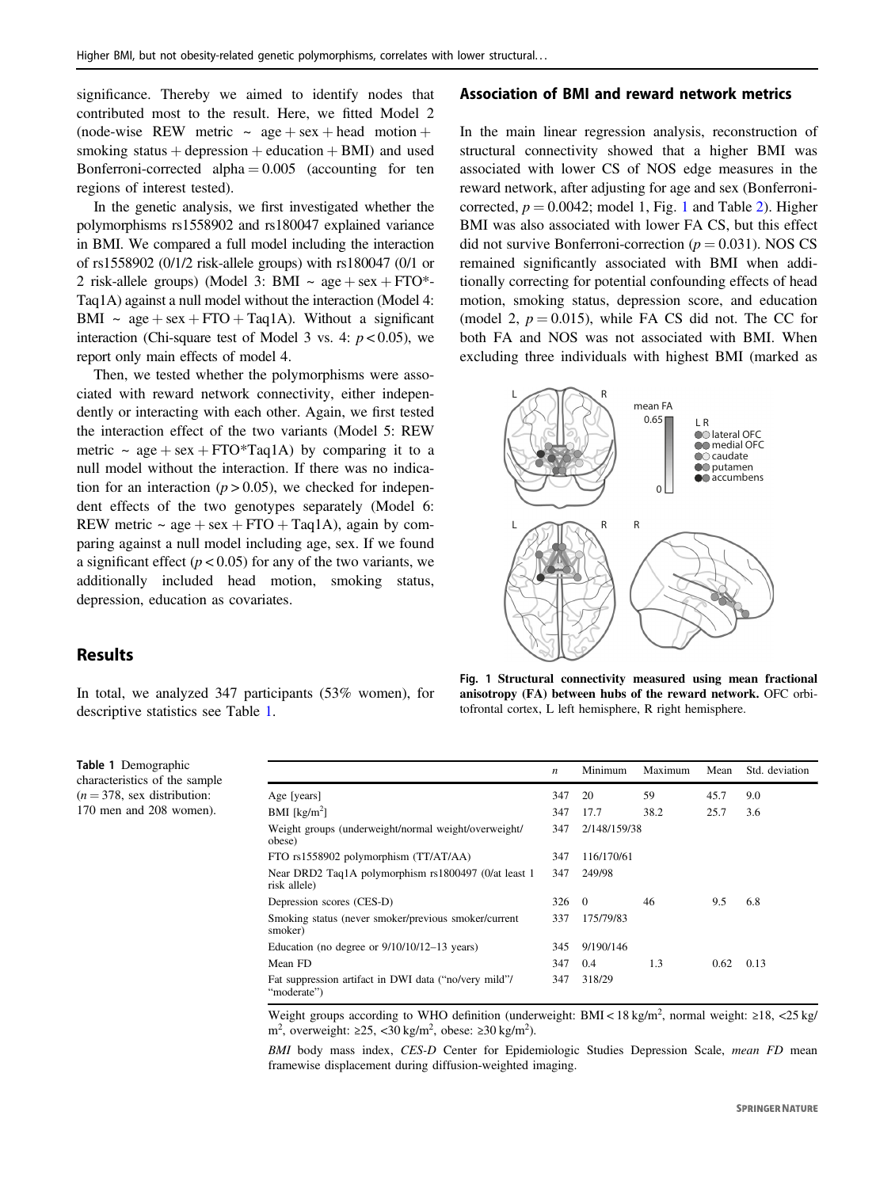significance. Thereby we aimed to identify nodes that contributed most to the result. Here, we fitted Model 2 (node-wise REW metric ~ age + sex + head motion + smoking status + depression + education + BMI) and used Bonferroni-corrected alpha = 0.005 (accounting for ten regions of interest tested).

In the genetic analysis, we first investigated whether the polymorphisms rs1558902 and rs180047 explained variance in BMI. We compared a full model including the interaction of rs1558902 (0/1/2 risk-allele groups) with rs180047 (0/1 or 2 risk-allele groups) (Model 3: BMI ~ age + sex + FTO*-Taq1A) against a null model without the interaction (Model 4: BMI ~ age + sex + FTO + Taq1A). Without a significant interaction (Chi-square test of Model 3 vs. 4: $p < 0.05$), we report only main effects of model 4.

Then, we tested whether the polymorphisms were associated with reward network connectivity, either independently or interacting with each other. Again, we first tested the interaction effect of the two variants (Model 5: REW metric ~ age + sex + FTO*Taq1A) by comparing it to a null model without the interaction. If there was no indication for an interaction ($p > 0.05$), we checked for independent effects of the two genotypes separately (Model 6: REW metric ~ age + sex + FTO + Taq1A), again by comparing against a null model including age, sex. If we found a significant effect ($p < 0.05$) for any of the two variants, we additionally included head motion, smoking status, depression, education as covariates.

## Results

In total, we analyzed 347 participants (53% women), for descriptive statistics see Table 1.

### Association of BMI and reward network metrics

In the main linear regression analysis, reconstruction of structural connectivity showed that a higher BMI was associated with lower CS of NOS edge measures in the reward network, after adjusting for age and sex (Bonferroni-corrected, $p = 0.0042$; model 1, Fig. 1 and Table 2). Higher BMI was also associated with lower FA CS, but this effect did not survive Bonferroni-correction ($p = 0.031$). NOS CS remained significantly associated with BMI when additionally correcting for potential confounding effects of head motion, smoking status, depression score, and education (model 2, $p = 0.015$), while FA CS did not. The CC for both FA and NOS was not associated with BMI. When excluding three individuals with highest BMI (marked as

**Fig. 1 Structural connectivity measured using mean fractional anisotropy (FA) between hubs of the reward network.** OFC orbitofrontal cortex, L left hemisphere, R right hemisphere.

**Table 1** Demographic characteristics of the sample ($n = 378$, sex distribution: 170 men and 208 women).

| | $n$ | Minimum | Maximum | Mean | Std. deviation |
|---|---|---|---|---|---|
| Age [years] | 347 | 20 | 59 | 45.7 | 9.0 |
| BMI [kg/m$^2$] | 347 | 17.7 | 38.2 | 25.7 | 3.6 |
| Weight groups (underweight/normal weight/overweight/obese) | 347 | 2/148/159/38 | | | |
| FTO rs1558902 polymorphism (TT/AT/AA) | 347 | 116/170/61 | | | |
| Near DRD2 Taq1A polymorphism rs1800497 (0/at least 1 risk allele) | 347 | 249/98 | | | |
| Depression scores (CES-D) | 326 | 0 | 46 | 9.5 | 6.8 |
| Smoking status (never smoker/previous smoker/current smoker) | 337 | 175/79/83 | | | |
| Education (no degree or 9/10/10/12–13 years) | 345 | 9/190/146 | | | |
| Mean FD | 347 | 0.4 | 1.3 | 0.62 | 0.13 |
| Fat suppression artifact in DWI data ("no/very mild"/"moderate") | 347 | 318/29 | | | |

Weight groups according to WHO definition (underweight: BMI < 18 kg/m$^2$, normal weight: ≥18, <25 kg/m$^2$, overweight: ≥25, <30 kg/m$^2$, obese: ≥30 kg/m$^2$).

*BMI* body mass index, *CES-D* Center for Epidemiologic Studies Depression Scale, *mean FD* mean framewise displacement during diffusion-weighted imaging.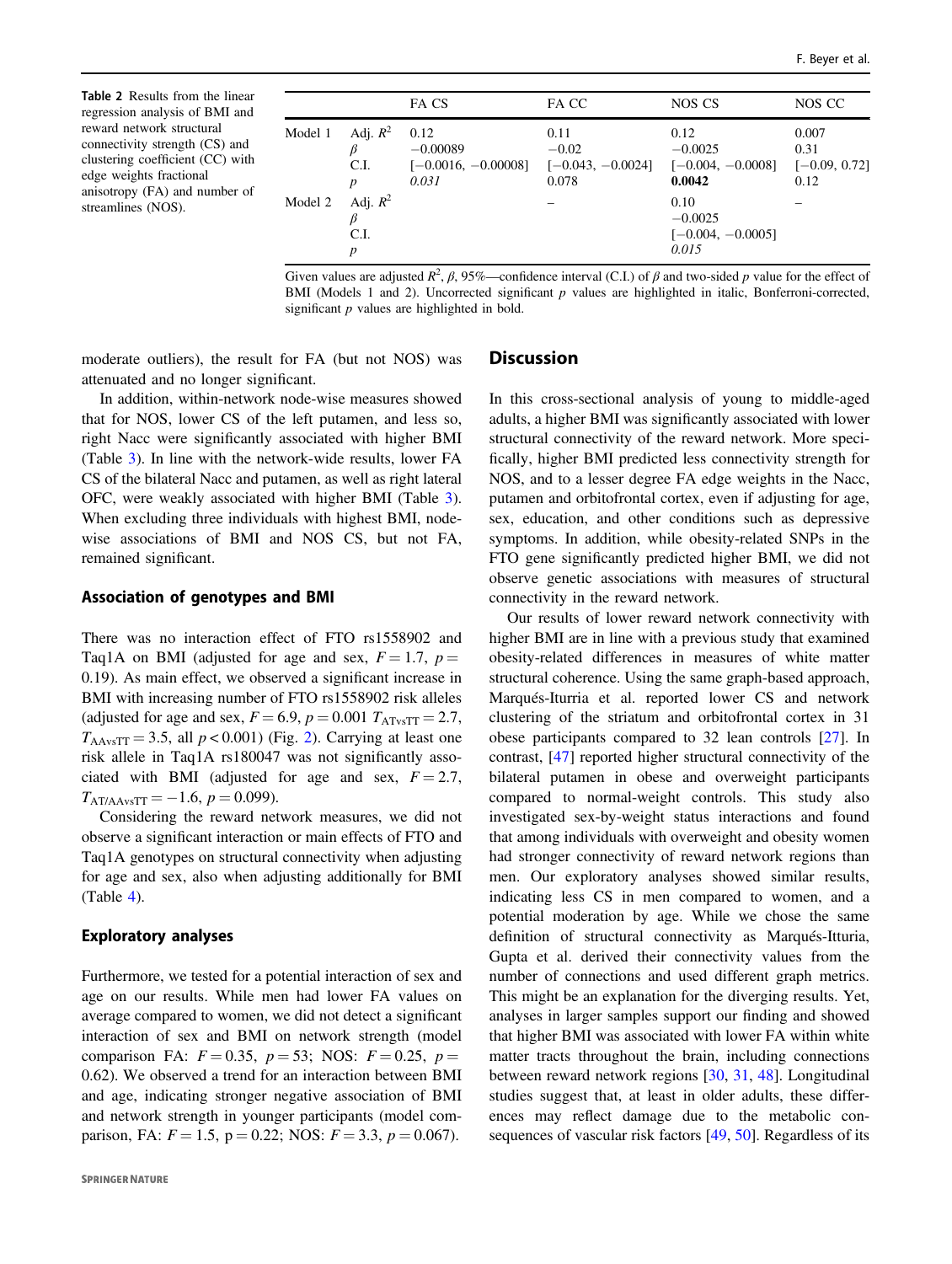**Table 2** Results from the linear regression analysis of BMI and reward network structural connectivity strength (CS) and clustering coefficient (CC) with edge weights fractional anisotropy (FA) and number of streamlines (NOS).

| | | FA CS | FA CC | NOS CS | NOS CC |
|---|---|---|---|---|---|
| Model 1 | Adj. $R^2$ | 0.12 | 0.11 | 0.12 | 0.007 |
| | $\beta$ | −0.00089 | −0.02 | −0.0025 | 0.31 |
| | C.I. | [−0.0016, −0.00008] | [−0.043, −0.0024] | [−0.004, −0.0008] | [−0.09, 0.72] |
| | $p$ | *0.031* | 0.078 | **0.0042** | 0.12 |
| Model 2 | Adj. $R^2$ | | – | 0.10 | – |
| | $\beta$ | | | −0.0025 | |
| | C.I. | | | [−0.004, −0.0005] | |
| | $p$ | | | *0.015* | |

Given values are adjusted $R^2$, $\beta$, 95%—confidence interval (C.I.) of $\beta$ and two-sided $p$ value for the effect of BMI (Models 1 and 2). Uncorrected significant $p$ values are highlighted in italic, Bonferroni-corrected, significant $p$ values are highlighted in bold.

moderate outliers), the result for FA (but not NOS) was attenuated and no longer significant.

In addition, within-network node-wise measures showed that for NOS, lower CS of the left putamen, and less so, right Nacc were significantly associated with higher BMI (Table 3). In line with the network-wide results, lower FA CS of the bilateral Nacc and putamen, as well as right lateral OFC, were weakly associated with higher BMI (Table 3). When excluding three individuals with highest BMI, node-wise associations of BMI and NOS CS, but not FA, remained significant.

### Association of genotypes and BMI

There was no interaction effect of FTO rs1558902 and Taq1A on BMI (adjusted for age and sex, $F = 1.7$, $p = 0.19$). As main effect, we observed a significant increase in BMI with increasing number of FTO rs1558902 risk alleles (adjusted for age and sex, $F = 6.9$, $p = 0.001$ $T_{ATvsTT} = 2.7$, $T_{AAvsTT} = 3.5$, all $p < 0.001$) (Fig. 2). Carrying at least one risk allele in Taq1A rs180047 was not significantly associated with BMI (adjusted for age and sex, $F = 2.7$, $T_{AT/AAvsTT} = -1.6$, $p = 0.099$).

Considering the reward network measures, we did not observe a significant interaction or main effects of FTO and Taq1A genotypes on structural connectivity when adjusting for age and sex, also when adjusting additionally for BMI (Table 4).

### Exploratory analyses

Furthermore, we tested for a potential interaction of sex and age on our results. While men had lower FA values on average compared to women, we did not detect a significant interaction of sex and BMI on network strength (model comparison FA: $F = 0.35$, $p = 53$; NOS: $F = 0.25$, $p = 0.62$). We observed a trend for an interaction between BMI and age, indicating stronger negative association of BMI and network strength in younger participants (model comparison, FA: $F = 1.5$, p = 0.22; NOS: $F = 3.3$, $p = 0.067$).

## Discussion

In this cross-sectional analysis of young to middle-aged adults, a higher BMI was significantly associated with lower structural connectivity of the reward network. More specifically, higher BMI predicted less connectivity strength for NOS, and to a lesser degree FA edge weights in the Nacc, putamen and orbitofrontal cortex, even if adjusting for age, sex, education, and other conditions such as depressive symptoms. In addition, while obesity-related SNPs in the FTO gene significantly predicted higher BMI, we did not observe genetic associations with measures of structural connectivity in the reward network.

Our results of lower reward network connectivity with higher BMI are in line with a previous study that examined obesity-related differences in measures of white matter structural coherence. Using the same graph-based approach, Marqués-Iturria et al. reported lower CS and network clustering of the striatum and orbitofrontal cortex in 31 obese participants compared to 32 lean controls [27]. In contrast, [47] reported higher structural connectivity of the bilateral putamen in obese and overweight participants compared to normal-weight controls. This study also investigated sex-by-weight status interactions and found that among individuals with overweight and obesity women had stronger connectivity of reward network regions than men. Our exploratory analyses showed similar results, indicating less CS in men compared to women, and a potential moderation by age. While we chose the same definition of structural connectivity as Marqués-Itturia, Gupta et al. derived their connectivity values from the number of connections and used different graph metrics. This might be an explanation for the diverging results. Yet, analyses in larger samples support our finding and showed that higher BMI was associated with lower FA within white matter tracts throughout the brain, including connections between reward network regions [30, 31, 48]. Longitudinal studies suggest that, at least in older adults, these differences may reflect damage due to the metabolic consequences of vascular risk factors [49, 50]. Regardless of its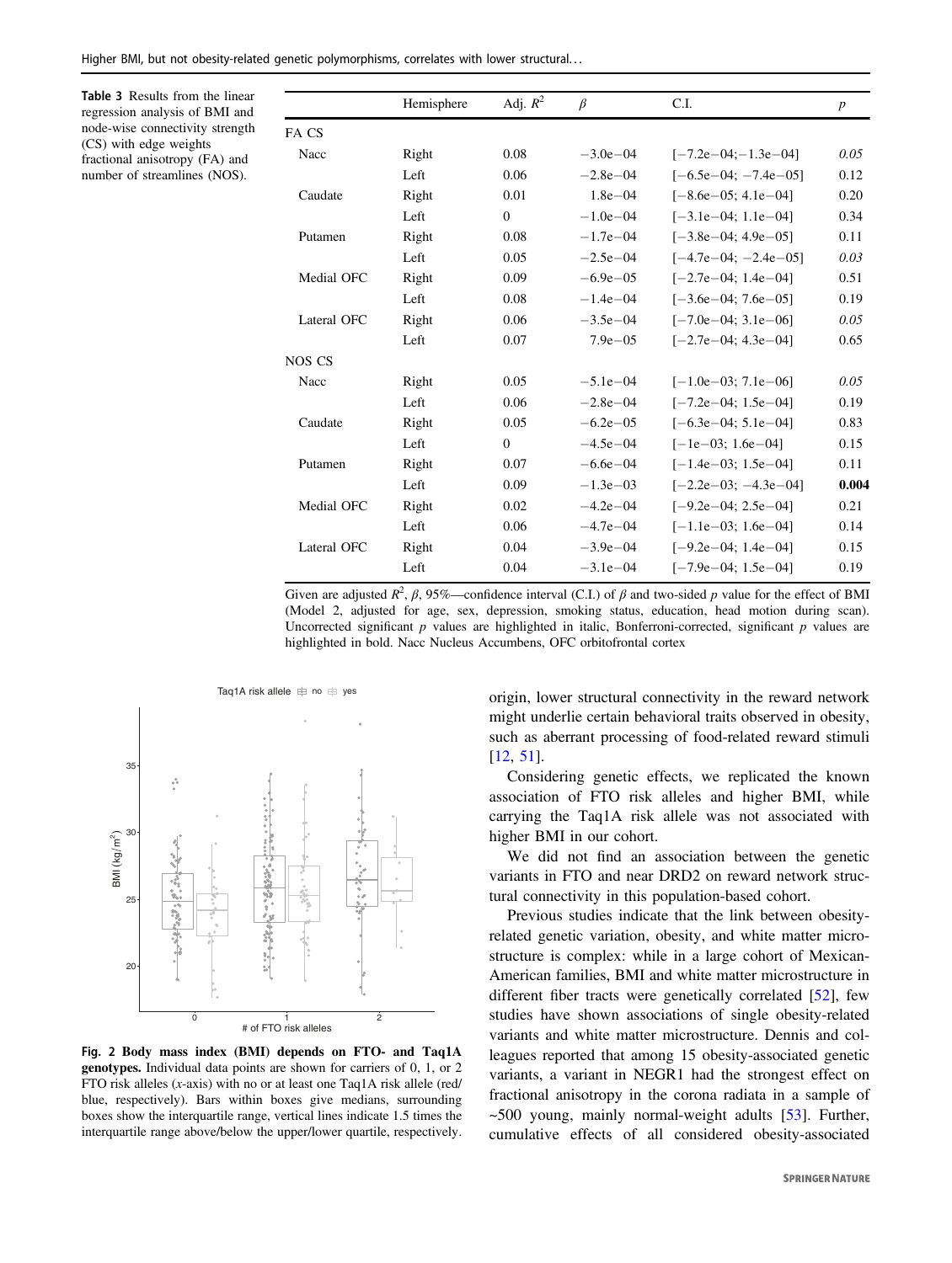**Table 3** Results from the linear regression analysis of BMI and node-wise connectivity strength (CS) with edge weights fractional anisotropy (FA) and number of streamlines (NOS).

| | Hemisphere | Adj. $R^2$ | $\beta$ | C.I. | $p$ |
|---|---|---|---|---|---|
| FA CS | | | | | |
| Nacc | Right | 0.08 | −3.0e−04 | [−7.2e−04;−1.3e−04] | *0.05* |
| | Left | 0.06 | −2.8e−04 | [−6.5e−04; −7.4e−05] | 0.12 |
| Caudate | Right | 0.01 | 1.8e−04 | [−8.6e−05; 4.1e−04] | 0.20 |
| | Left | 0 | −1.0e−04 | [−3.1e−04; 1.1e−04] | 0.34 |
| Putamen | Right | 0.08 | −1.7e−04 | [−3.8e−04; 4.9e−05] | 0.11 |
| | Left | 0.05 | −2.5e−04 | [−4.7e−04; −2.4e−05] | *0.03* |
| Medial OFC | Right | 0.09 | −6.9e−05 | [−2.7e−04; 1.4e−04] | 0.51 |
| | Left | 0.08 | −1.4e−04 | [−3.6e−04; 7.6e−05] | 0.19 |
| Lateral OFC | Right | 0.06 | −3.5e−04 | [−7.0e−04; 3.1e−06] | *0.05* |
| | Left | 0.07 | 7.9e−05 | [−2.7e−04; 4.3e−04] | 0.65 |
| NOS CS | | | | | |
| Nacc | Right | 0.05 | −5.1e−04 | [−1.0e−03; 7.1e−06] | *0.05* |
| | Left | 0.06 | −2.8e−04 | [−7.2e−04; 1.5e−04] | 0.19 |
| Caudate | Right | 0.05 | −6.2e−05 | [−6.3e−04; 5.1e−04] | 0.83 |
| | Left | 0 | −4.5e−04 | [−1e−03; 1.6e−04] | 0.15 |
| Putamen | Right | 0.07 | −6.6e−04 | [−1.4e−03; 1.5e−04] | 0.11 |
| | Left | 0.09 | −1.3e−03 | [−2.2e−03; −4.3e−04] | **0.004** |
| Medial OFC | Right | 0.02 | −4.2e−04 | [−9.2e−04; 2.5e−04] | 0.21 |
| | Left | 0.06 | −4.7e−04 | [−1.1e−03; 1.6e−04] | 0.14 |
| Lateral OFC | Right | 0.04 | −3.9e−04 | [−9.2e−04; 1.4e−04] | 0.15 |
| | Left | 0.04 | −3.1e−04 | [−7.9e−04; 1.5e−04] | 0.19 |

Given are adjusted $R^2$, $\beta$, 95%—confidence interval (C.I.) of $\beta$ and two-sided $p$ value for the effect of BMI (Model 2, adjusted for age, sex, depression, smoking status, education, head motion during scan). Uncorrected significant $p$ values are highlighted in italic, Bonferroni-corrected, significant $p$ values are highlighted in bold. Nacc Nucleus Accumbens, OFC orbitofrontal cortex

**Fig. 2 Body mass index (BMI) depends on FTO- and Taq1A genotypes.** Individual data points are shown for carriers of 0, 1, or 2 FTO risk alleles ($x$-axis) with no or at least one Taq1A risk allele (red/blue, respectively). Bars within boxes give medians, surrounding boxes show the interquartile range, vertical lines indicate 1.5 times the interquartile range above/below the upper/lower quartile, respectively.

origin, lower structural connectivity in the reward network might underlie certain behavioral traits observed in obesity, such as aberrant processing of food-related reward stimuli [12, 51].

Considering genetic effects, we replicated the known association of FTO risk alleles and higher BMI, while carrying the Taq1A risk allele was not associated with higher BMI in our cohort.

We did not find an association between the genetic variants in FTO and near DRD2 on reward network structural connectivity in this population-based cohort.

Previous studies indicate that the link between obesity-related genetic variation, obesity, and white matter microstructure is complex: while in a large cohort of Mexican-American families, BMI and white matter microstructure in different fiber tracts were genetically correlated [52], few studies have shown associations of single obesity-related variants and white matter microstructure. Dennis and colleagues reported that among 15 obesity-associated genetic variants, a variant in NEGR1 had the strongest effect on fractional anisotropy in the corona radiata in a sample of ~500 young, mainly normal-weight adults [53]. Further, cumulative effects of all considered obesity-associated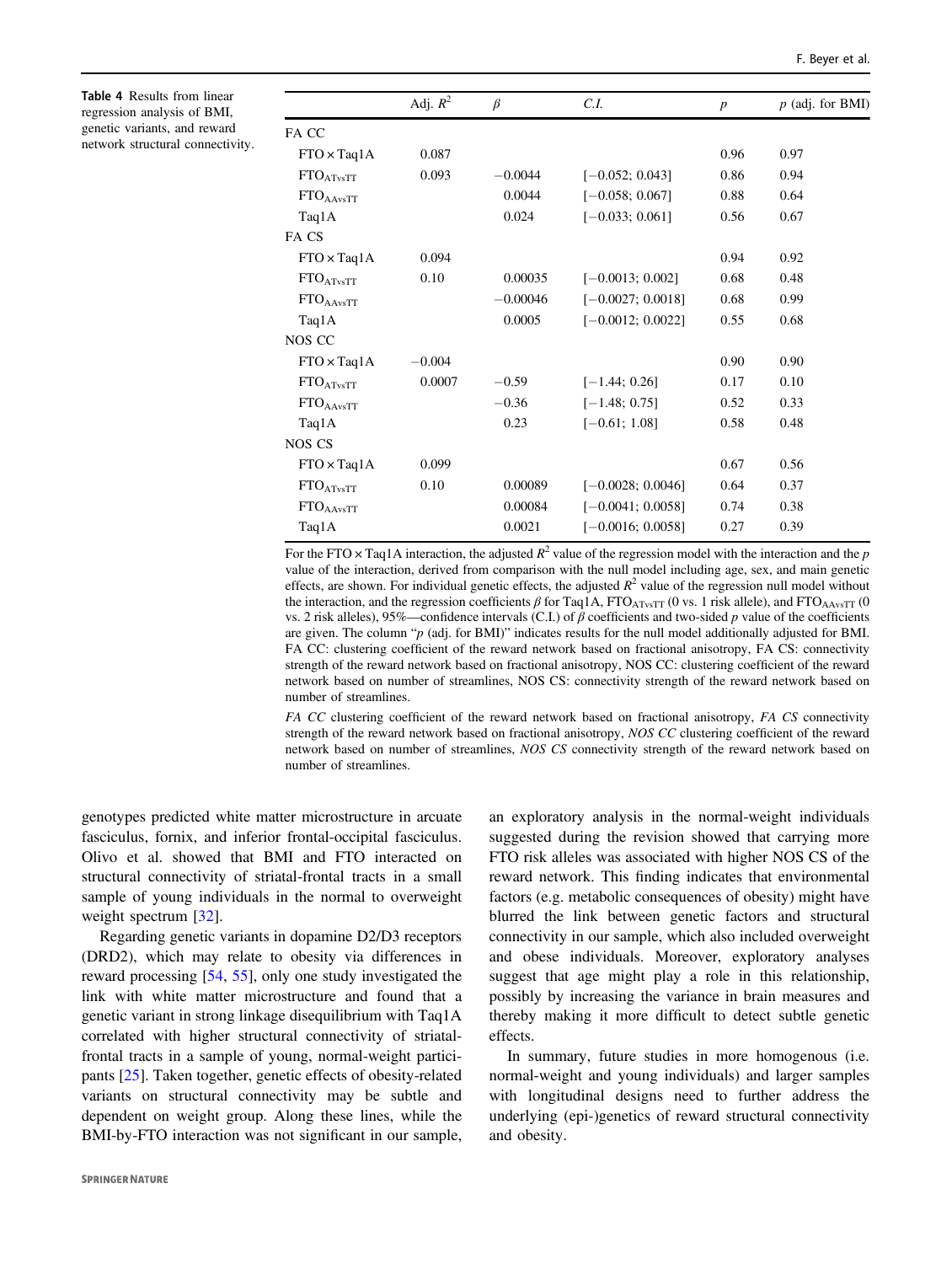**Table 4** Results from linear regression analysis of BMI, genetic variants, and reward network structural connectivity.

| | Adj. $R^2$ | $\beta$ | *C.I.* | $p$ | $p$ (adj. for BMI) |
|---|---|---|---|---|---|
| FA CC | | | | | |
| FTO × Taq1A | 0.087 | | | 0.96 | 0.97 |
| $FTO_{ATvsTT}$ | 0.093 | −0.0044 | [−0.052; 0.043] | 0.86 | 0.94 |
| $FTO_{AAvsTT}$ | | 0.0044 | [−0.058; 0.067] | 0.88 | 0.64 |
| Taq1A | | 0.024 | [−0.033; 0.061] | 0.56 | 0.67 |
| FA CS | | | | | |
| FTO × Taq1A | 0.094 | | | 0.94 | 0.92 |
| $FTO_{ATvsTT}$ | 0.10 | 0.00035 | [−0.0013; 0.002] | 0.68 | 0.48 |
| $FTO_{AAvsTT}$ | | −0.00046 | [−0.0027; 0.0018] | 0.68 | 0.99 |
| Taq1A | | 0.0005 | [−0.0012; 0.0022] | 0.55 | 0.68 |
| NOS CC | | | | | |
| FTO × Taq1A | −0.004 | | | 0.90 | 0.90 |
| $FTO_{ATvsTT}$ | 0.0007 | −0.59 | [−1.44; 0.26] | 0.17 | 0.10 |
| $FTO_{AAvsTT}$ | | −0.36 | [−1.48; 0.75] | 0.52 | 0.33 |
| Taq1A | | 0.23 | [−0.61; 1.08] | 0.58 | 0.48 |
| NOS CS | | | | | |
| FTO × Taq1A | 0.099 | | | 0.67 | 0.56 |
| $FTO_{ATvsTT}$ | 0.10 | 0.00089 | [−0.0028; 0.0046] | 0.64 | 0.37 |
| $FTO_{AAvsTT}$ | | 0.00084 | [−0.0041; 0.0058] | 0.74 | 0.38 |
| Taq1A | | 0.0021 | [−0.0016; 0.0058] | 0.27 | 0.39 |

For the FTO × Taq1A interaction, the adjusted $R^2$ value of the regression model with the interaction and the $p$ value of the interaction, derived from comparison with the null model including age, sex, and main genetic effects, are shown. For individual genetic effects, the adjusted $R^2$ value of the regression null model without the interaction, and the regression coefficients $\beta$ for Taq1A, $FTO_{ATvsTT}$ (0 vs. 1 risk allele), and $FTO_{AAvsTT}$ (0 vs. 2 risk alleles), 95%—confidence intervals (C.I.) of $\beta$ coefficients and two-sided $p$ value of the coefficients are given. The column "$p$ (adj. for BMI)" indicates results for the null model additionally adjusted for BMI. FA CC: clustering coefficient of the reward network based on fractional anisotropy, FA CS: connectivity strength of the reward network based on fractional anisotropy, NOS CC: clustering coefficient of the reward network based on number of streamlines, NOS CS: connectivity strength of the reward network based on number of streamlines.

*FA CC* clustering coefficient of the reward network based on fractional anisotropy, *FA CS* connectivity strength of the reward network based on fractional anisotropy, *NOS CC* clustering coefficient of the reward network based on number of streamlines, *NOS CS* connectivity strength of the reward network based on number of streamlines.

genotypes predicted white matter microstructure in arcuate fasciculus, fornix, and inferior frontal-occipital fasciculus. Olivo et al. showed that BMI and FTO interacted on structural connectivity of striatal-frontal tracts in a small sample of young individuals in the normal to overweight weight spectrum [32].

Regarding genetic variants in dopamine D2/D3 receptors (DRD2), which may relate to obesity via differences in reward processing [54, 55], only one study investigated the link with white matter microstructure and found that a genetic variant in strong linkage disequilibrium with Taq1A correlated with higher structural connectivity of striatal-frontal tracts in a sample of young, normal-weight participants [25]. Taken together, genetic effects of obesity-related variants on structural connectivity may be subtle and dependent on weight group. Along these lines, while the BMI-by-FTO interaction was not significant in our sample, an exploratory analysis in the normal-weight individuals suggested during the revision showed that carrying more FTO risk alleles was associated with higher NOS CS of the reward network. This finding indicates that environmental factors (e.g. metabolic consequences of obesity) might have blurred the link between genetic factors and structural connectivity in our sample, which also included overweight and obese individuals. Moreover, exploratory analyses suggest that age might play a role in this relationship, possibly by increasing the variance in brain measures and thereby making it more difficult to detect subtle genetic effects.

In summary, future studies in more homogenous (i.e. normal-weight and young individuals) and larger samples with longitudinal designs need to further address the underlying (epi-)genetics of reward structural connectivity and obesity.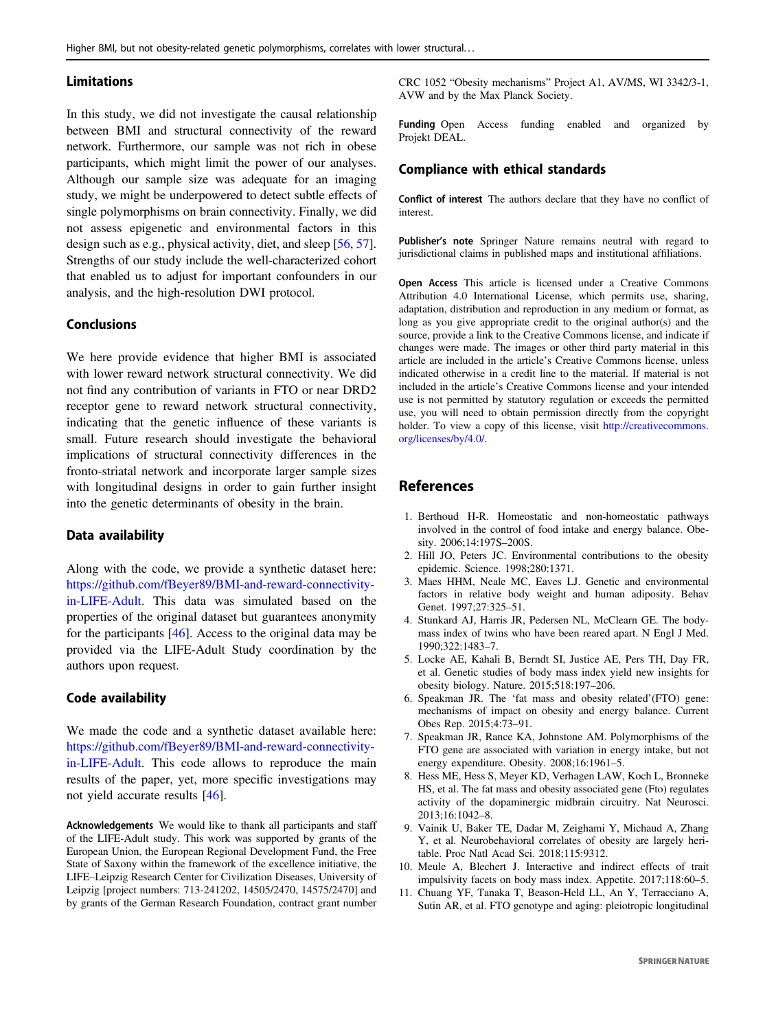## Limitations

In this study, we did not investigate the causal relationship between BMI and structural connectivity of the reward network. Furthermore, our sample was not rich in obese participants, which might limit the power of our analyses. Although our sample size was adequate for an imaging study, we might be underpowered to detect subtle effects of single polymorphisms on brain connectivity. Finally, we did not assess epigenetic and environmental factors in this design such as e.g., physical activity, diet, and sleep [56, 57]. Strengths of our study include the well-characterized cohort that enabled us to adjust for important confounders in our analysis, and the high-resolution DWI protocol.

## Conclusions

We here provide evidence that higher BMI is associated with lower reward network structural connectivity. We did not find any contribution of variants in FTO or near DRD2 receptor gene to reward network structural connectivity, indicating that the genetic influence of these variants is small. Future research should investigate the behavioral implications of structural connectivity differences in the fronto-striatal network and incorporate larger sample sizes with longitudinal designs in order to gain further insight into the genetic determinants of obesity in the brain.

## Data availability

Along with the code, we provide a synthetic dataset here: https://github.com/fBeyer89/BMI-and-reward-connectivity-in-LIFE-Adult. This data was simulated based on the properties of the original dataset but guarantees anonymity for the participants [46]. Access to the original data may be provided via the LIFE-Adult Study coordination by the authors upon request.

## Code availability

We made the code and a synthetic dataset available here: https://github.com/fBeyer89/BMI-and-reward-connectivity-in-LIFE-Adult. This code allows to reproduce the main results of the paper, yet, more specific investigations may not yield accurate results [46].

**Acknowledgements** We would like to thank all participants and staff of the LIFE-Adult study. This work was supported by grants of the European Union, the European Regional Development Fund, the Free State of Saxony within the framework of the excellence initiative, the LIFE–Leipzig Research Center for Civilization Diseases, University of Leipzig [project numbers: 713-241202, 14505/2470, 14575/2470] and by grants of the German Research Foundation, contract grant number CRC 1052 "Obesity mechanisms" Project A1, AV/MS, WI 3342/3-1, AVW and by the Max Planck Society.

**Funding** Open Access funding enabled and organized by Projekt DEAL.

## Compliance with ethical standards

**Conflict of interest** The authors declare that they have no conflict of interest.

**Publisher's note** Springer Nature remains neutral with regard to jurisdictional claims in published maps and institutional affiliations.

**Open Access** This article is licensed under a Creative Commons Attribution 4.0 International License, which permits use, sharing, adaptation, distribution and reproduction in any medium or format, as long as you give appropriate credit to the original author(s) and the source, provide a link to the Creative Commons license, and indicate if changes were made. The images or other third party material in this article are included in the article's Creative Commons license, unless indicated otherwise in a credit line to the material. If material is not included in the article's Creative Commons license and your intended use is not permitted by statutory regulation or exceeds the permitted use, you will need to obtain permission directly from the copyright holder. To view a copy of this license, visit http://creativecommons.org/licenses/by/4.0/.

## References

1. Berthoud H-R. Homeostatic and non-homeostatic pathways involved in the control of food intake and energy balance. Obesity. 2006;14:197S–200S.
2. Hill JO, Peters JC. Environmental contributions to the obesity epidemic. Science. 1998;280:1371.
3. Maes HHM, Neale MC, Eaves LJ. Genetic and environmental factors in relative body weight and human adiposity. Behav Genet. 1997;27:325–51.
4. Stunkard AJ, Harris JR, Pedersen NL, McClearn GE. The body-mass index of twins who have been reared apart. N Engl J Med. 1990;322:1483–7.
5. Locke AE, Kahali B, Berndt SI, Justice AE, Pers TH, Day FR, et al. Genetic studies of body mass index yield new insights for obesity biology. Nature. 2015;518:197–206.
6. Speakman JR. The 'fat mass and obesity related'(FTO) gene: mechanisms of impact on obesity and energy balance. Current Obes Rep. 2015;4:73–91.
7. Speakman JR, Rance KA, Johnstone AM. Polymorphisms of the FTO gene are associated with variation in energy intake, but not energy expenditure. Obesity. 2008;16:1961–5.
8. Hess ME, Hess S, Meyer KD, Verhagen LAW, Koch L, Bronneke HS, et al. The fat mass and obesity associated gene (Fto) regulates activity of the dopaminergic midbrain circuitry. Nat Neurosci. 2013;16:1042–8.
9. Vainik U, Baker TE, Dadar M, Zeighami Y, Michaud A, Zhang Y, et al. Neurobehavioral correlates of obesity are largely heritable. Proc Natl Acad Sci. 2018;115:9312.
10. Meule A, Blechert J. Interactive and indirect effects of trait impulsivity facets on body mass index. Appetite. 2017;118:60–5.
11. Chuang YF, Tanaka T, Beason-Held LL, An Y, Terracciano A, Sutin AR, et al. FTO genotype and aging: pleiotropic longitudinal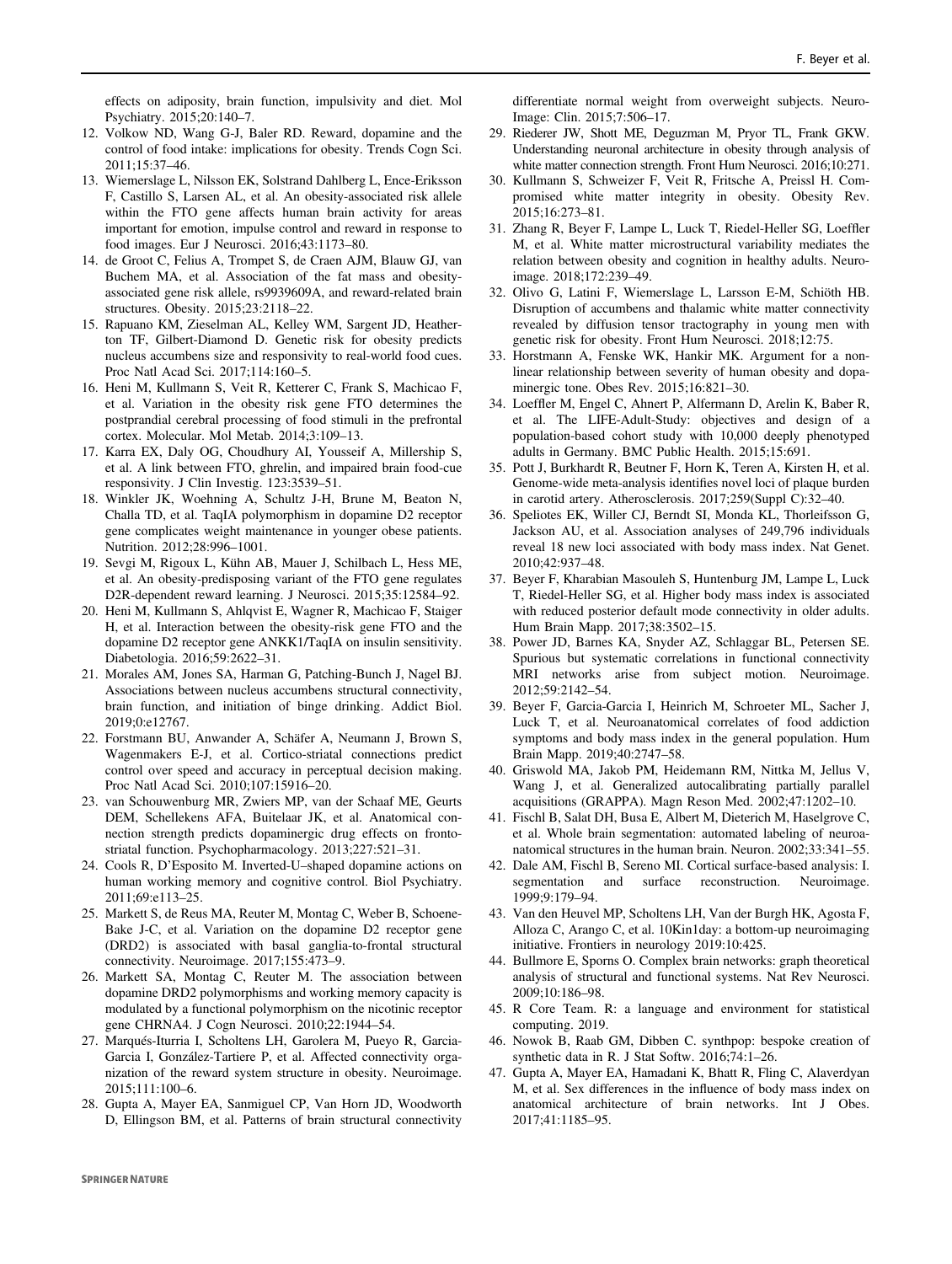effects on adiposity, brain function, impulsivity and diet. Mol Psychiatry. 2015;20:140–7.

12. Volkow ND, Wang G-J, Baler RD. Reward, dopamine and the control of food intake: implications for obesity. Trends Cogn Sci. 2011;15:37–46.
13. Wiemerslage L, Nilsson EK, Solstrand Dahlberg L, Ence-Eriksson F, Castillo S, Larsen AL, et al. An obesity-associated risk allele within the FTO gene affects human brain activity for areas important for emotion, impulse control and reward in response to food images. Eur J Neurosci. 2016;43:1173–80.
14. de Groot C, Felius A, Trompet S, de Craen AJM, Blauw GJ, van Buchem MA, et al. Association of the fat mass and obesity-associated gene risk allele, rs9939609A, and reward-related brain structures. Obesity. 2015;23:2118–22.
15. Rapuano KM, Zieselman AL, Kelley WM, Sargent JD, Heatherton TF, Gilbert-Diamond D. Genetic risk for obesity predicts nucleus accumbens size and responsivity to real-world food cues. Proc Natl Acad Sci. 2017;114:160–5.
16. Heni M, Kullmann S, Veit R, Ketterer C, Frank S, Machicao F, et al. Variation in the obesity risk gene FTO determines the postprandial cerebral processing of food stimuli in the prefrontal cortex. Molecular. Mol Metab. 2014;3:109–13.
17. Karra EX, Daly OG, Choudhury AI, Yousseif A, Millership S, et al. A link between FTO, ghrelin, and impaired brain food-cue responsivity. J Clin Investig. 123:3539–51.
18. Winkler JK, Woehning A, Schultz J-H, Brune M, Beaton N, Challa TD, et al. TaqIA polymorphism in dopamine D2 receptor gene complicates weight maintenance in younger obese patients. Nutrition. 2012;28:996–1001.
19. Sevgi M, Rigoux L, Kühn AB, Mauer J, Schilbach L, Hess ME, et al. An obesity-predisposing variant of the FTO gene regulates D2R-dependent reward learning. J Neurosci. 2015;35:12584–92.
20. Heni M, Kullmann S, Ahlqvist E, Wagner R, Machicao F, Staiger H, et al. Interaction between the obesity-risk gene FTO and the dopamine D2 receptor gene ANKK1/TaqIA on insulin sensitivity. Diabetologia. 2016;59:2622–31.
21. Morales AM, Jones SA, Harman G, Patching-Bunch J, Nagel BJ. Associations between nucleus accumbens structural connectivity, brain function, and initiation of binge drinking. Addict Biol. 2019;0:e12767.
22. Forstmann BU, Anwander A, Schäfer A, Neumann J, Brown S, Wagenmakers E-J, et al. Cortico-striatal connections predict control over speed and accuracy in perceptual decision making. Proc Natl Acad Sci. 2010;107:15916–20.
23. van Schouwenburg MR, Zwiers MP, van der Schaaf ME, Geurts DEM, Schellekens AFA, Buitelaar JK, et al. Anatomical connection strength predicts dopaminergic drug effects on fronto-striatal function. Psychopharmacology. 2013;227:521–31.
24. Cools R, D'Esposito M. Inverted-U–shaped dopamine actions on human working memory and cognitive control. Biol Psychiatry. 2011;69:e113–25.
25. Markett S, de Reus MA, Reuter M, Montag C, Weber B, Schoene-Bake J-C, et al. Variation on the dopamine D2 receptor gene (DRD2) is associated with basal ganglia-to-frontal structural connectivity. Neuroimage. 2017;155:473–9.
26. Markett SA, Montag C, Reuter M. The association between dopamine DRD2 polymorphisms and working memory capacity is modulated by a functional polymorphism on the nicotinic receptor gene CHRNA4. J Cogn Neurosci. 2010;22:1944–54.
27. Marqués-Iturria I, Scholtens LH, Garolera M, Pueyo R, Garcia-Garcia I, González-Tartiere P, et al. Affected connectivity organization of the reward system structure in obesity. Neuroimage. 2015;111:100–6.
28. Gupta A, Mayer EA, Sanmiguel CP, Van Horn JD, Woodworth D, Ellingson BM, et al. Patterns of brain structural connectivity differentiate normal weight from overweight subjects. NeuroImage: Clin. 2015;7:506–17.
29. Riederer JW, Shott ME, Deguzman M, Pryor TL, Frank GKW. Understanding neuronal architecture in obesity through analysis of white matter connection strength. Front Hum Neurosci. 2016;10:271.
30. Kullmann S, Schweizer F, Veit R, Fritsche A, Preissl H. Compromised white matter integrity in obesity. Obesity Rev. 2015;16:273–81.
31. Zhang R, Beyer F, Lampe L, Luck T, Riedel-Heller SG, Loeffler M, et al. White matter microstructural variability mediates the relation between obesity and cognition in healthy adults. Neuroimage. 2018;172:239–49.
32. Olivo G, Latini F, Wiemerslage L, Larsson E-M, Schiöth HB. Disruption of accumbens and thalamic white matter connectivity revealed by diffusion tensor tractography in young men with genetic risk for obesity. Front Hum Neurosci. 2018;12:75.
33. Horstmann A, Fenske WK, Hankir MK. Argument for a non-linear relationship between severity of human obesity and dopaminergic tone. Obes Rev. 2015;16:821–30.
34. Loeffler M, Engel C, Ahnert P, Alfermann D, Arelin K, Baber R, et al. The LIFE-Adult-Study: objectives and design of a population-based cohort study with 10,000 deeply phenotyped adults in Germany. BMC Public Health. 2015;15:691.
35. Pott J, Burkhardt R, Beutner F, Horn K, Teren A, Kirsten H, et al. Genome-wide meta-analysis identifies novel loci of plaque burden in carotid artery. Atherosclerosis. 2017;259(Suppl C):32–40.
36. Speliotes EK, Willer CJ, Berndt SI, Monda KL, Thorleifsson G, Jackson AU, et al. Association analyses of 249,796 individuals reveal 18 new loci associated with body mass index. Nat Genet. 2010;42:937–48.
37. Beyer F, Kharabian Masouleh S, Huntenburg JM, Lampe L, Luck T, Riedel-Heller SG, et al. Higher body mass index is associated with reduced posterior default mode connectivity in older adults. Hum Brain Mapp. 2017;38:3502–15.
38. Power JD, Barnes KA, Snyder AZ, Schlaggar BL, Petersen SE. Spurious but systematic correlations in functional connectivity MRI networks arise from subject motion. Neuroimage. 2012;59:2142–54.
39. Beyer F, Garcia-Garcia I, Heinrich M, Schroeter ML, Sacher J, Luck T, et al. Neuroanatomical correlates of food addiction symptoms and body mass index in the general population. Hum Brain Mapp. 2019;40:2747–58.
40. Griswold MA, Jakob PM, Heidemann RM, Nittka M, Jellus V, Wang J, et al. Generalized autocalibrating partially parallel acquisitions (GRAPPA). Magn Reson Med. 2002;47:1202–10.
41. Fischl B, Salat DH, Busa E, Albert M, Dieterich M, Haselgrove C, et al. Whole brain segmentation: automated labeling of neuroanatomical structures in the human brain. Neuron. 2002;33:341–55.
42. Dale AM, Fischl B, Sereno MI. Cortical surface-based analysis: I. segmentation and surface reconstruction. Neuroimage. 1999;9:179–94.
43. Van den Heuvel MP, Scholtens LH, Van der Burgh HK, Agosta F, Alloza C, Arango C, et al. 10Kin1day: a bottom-up neuroimaging initiative. Frontiers in neurology 2019:10:425.
44. Bullmore E, Sporns O. Complex brain networks: graph theoretical analysis of structural and functional systems. Nat Rev Neurosci. 2009;10:186–98.
45. R Core Team. R: a language and environment for statistical computing. 2019.
46. Nowok B, Raab GM, Dibben C. synthpop: bespoke creation of synthetic data in R. J Stat Softw. 2016;74:1–26.
47. Gupta A, Mayer EA, Hamadani K, Bhatt R, Fling C, Alaverdyan M, et al. Sex differences in the influence of body mass index on anatomical architecture of brain networks. Int J Obes. 2017;41:1185–95.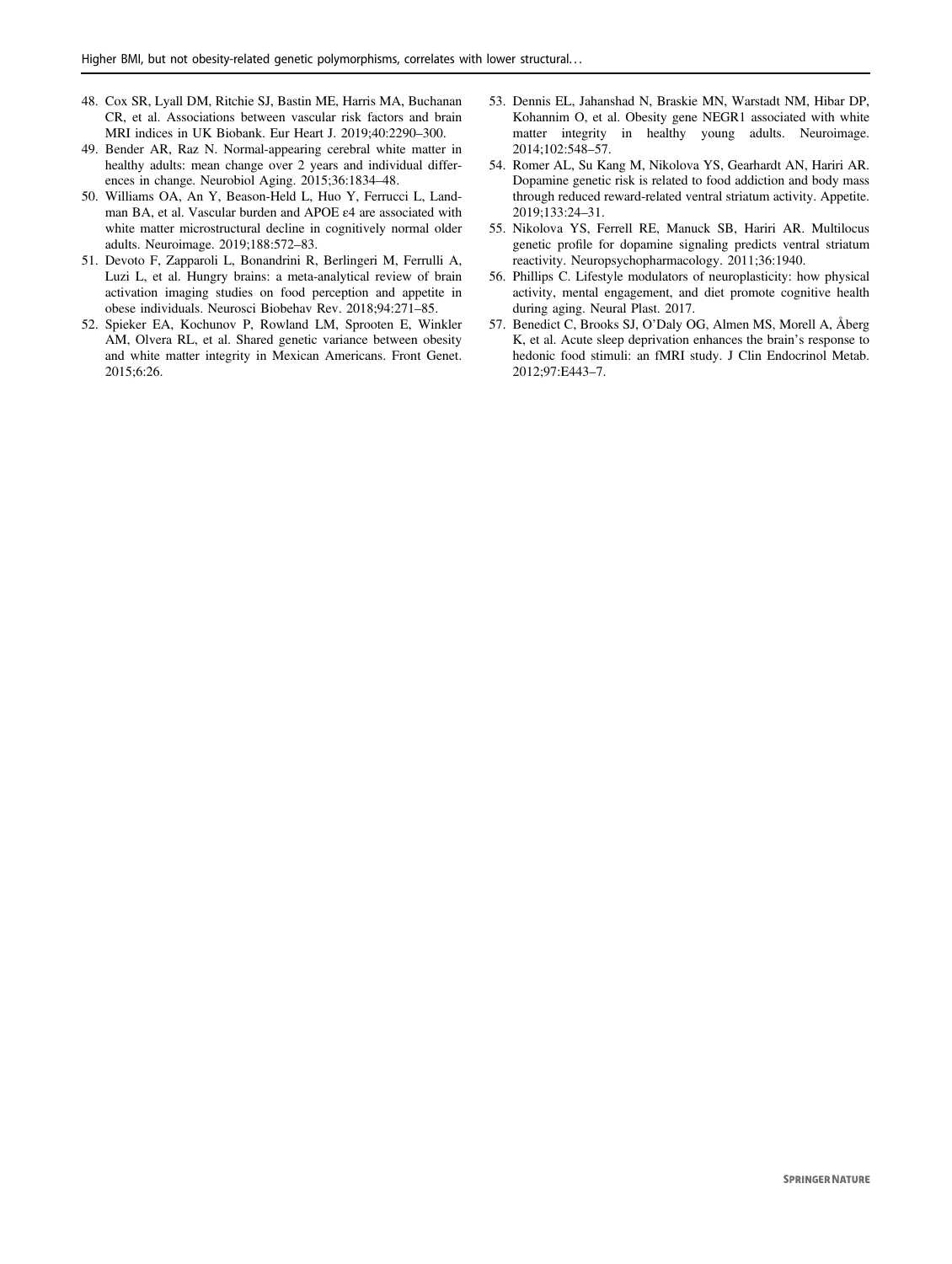48. Cox SR, Lyall DM, Ritchie SJ, Bastin ME, Harris MA, Buchanan CR, et al. Associations between vascular risk factors and brain MRI indices in UK Biobank. Eur Heart J. 2019;40:2290–300.
49. Bender AR, Raz N. Normal-appearing cerebral white matter in healthy adults: mean change over 2 years and individual differences in change. Neurobiol Aging. 2015;36:1834–48.
50. Williams OA, An Y, Beason-Held L, Huo Y, Ferrucci L, Landman BA, et al. Vascular burden and APOE ε4 are associated with white matter microstructural decline in cognitively normal older adults. Neuroimage. 2019;188:572–83.
51. Devoto F, Zapparoli L, Bonandrini R, Berlingeri M, Ferrulli A, Luzi L, et al. Hungry brains: a meta-analytical review of brain activation imaging studies on food perception and appetite in obese individuals. Neurosci Biobehav Rev. 2018;94:271–85.
52. Spieker EA, Kochunov P, Rowland LM, Sprooten E, Winkler AM, Olvera RL, et al. Shared genetic variance between obesity and white matter integrity in Mexican Americans. Front Genet. 2015;6:26.
53. Dennis EL, Jahanshad N, Braskie MN, Warstadt NM, Hibar DP, Kohannim O, et al. Obesity gene NEGR1 associated with white matter integrity in healthy young adults. Neuroimage. 2014;102:548–57.
54. Romer AL, Su Kang M, Nikolova YS, Gearhardt AN, Hariri AR. Dopamine genetic risk is related to food addiction and body mass through reduced reward-related ventral striatum activity. Appetite. 2019;133:24–31.
55. Nikolova YS, Ferrell RE, Manuck SB, Hariri AR. Multilocus genetic profile for dopamine signaling predicts ventral striatum reactivity. Neuropsychopharmacology. 2011;36:1940.
56. Phillips C. Lifestyle modulators of neuroplasticity: how physical activity, mental engagement, and diet promote cognitive health during aging. Neural Plast. 2017.
57. Benedict C, Brooks SJ, O'Daly OG, Almen MS, Morell A, Åberg K, et al. Acute sleep deprivation enhances the brain's response to hedonic food stimuli: an fMRI study. J Clin Endocrinol Metab. 2012;97:E443–7.